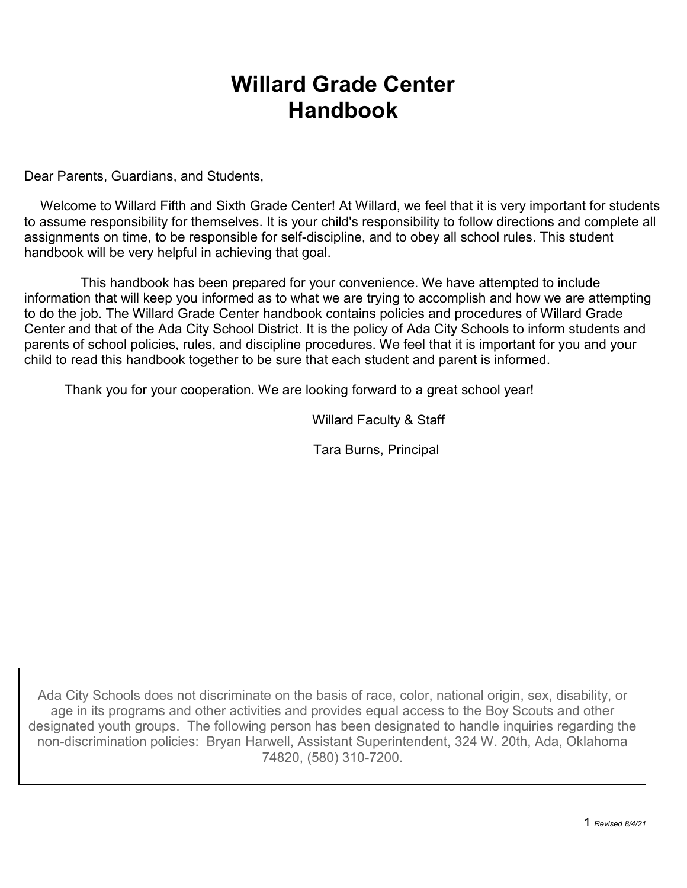# Willard Grade Center Handbook

Dear Parents, Guardians, and Students,

Welcome to Willard Fifth and Sixth Grade Center! At Willard, we feel that it is very important for students to assume responsibility for themselves. It is your child's responsibility to follow directions and complete all assignments on time, to be responsible for self-discipline, and to obey all school rules. This student handbook will be very helpful in achieving that goal.

This handbook has been prepared for your convenience. We have attempted to include information that will keep you informed as to what we are trying to accomplish and how we are attempting to do the job. The Willard Grade Center handbook contains policies and procedures of Willard Grade Center and that of the Ada City School District. It is the policy of Ada City Schools to inform students and parents of school policies, rules, and discipline procedures. We feel that it is important for you and your child to read this handbook together to be sure that each student and parent is informed.

Thank you for your cooperation. We are looking forward to a great school year!

Willard Faculty & Staff

Tara Burns, Principal

Ada City Schools does not discriminate on the basis of race, color, national origin, sex, disability, or age in its programs and other activities and provides equal access to the Boy Scouts and other designated youth groups. The following person has been designated to handle inquiries regarding the non-discrimination policies: Bryan Harwell, Assistant Superintendent, 324 W. 20th, Ada, Oklahoma 74820, (580) 310-7200.

*Revised 8/4/21*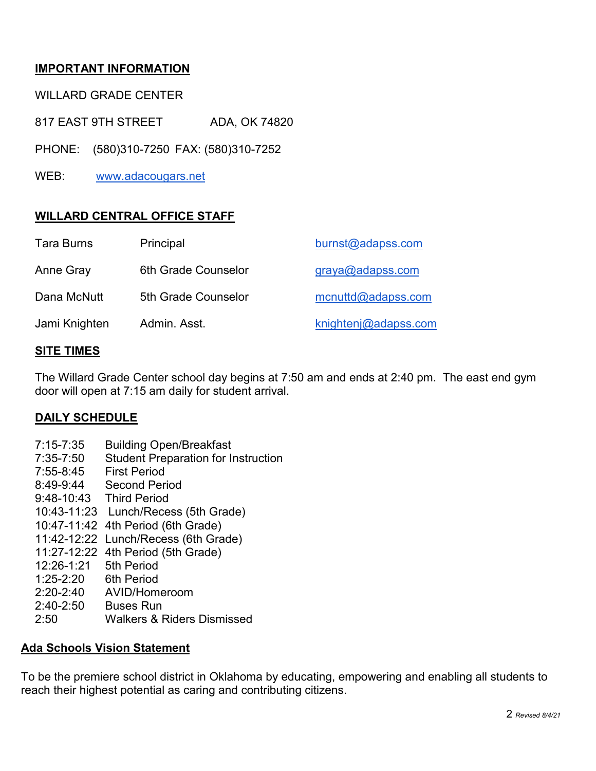## IMPORTANT INFORMATION

WILLARD GRADE CENTER

817 EAST 9TH STREET ADA, OK 74820

PHONE: (580)310-7250 FAX: (580)310-7252

WEB: www.adacougars.net

## WILLARD CENTRAL OFFICE STAFF

| | | |
|---|---|---|
| Tara Burns | Principal | burnst@adapss.com |
| Anne Gray | 6th Grade Counselor | graya@adapss.com |
| Dana McNutt | 5th Grade Counselor | mcnuttd@adapss.com |
| Jami Knighten | Admin. Asst. | knightenj@adapss.com |

## SITE TIMES

The Willard Grade Center school day begins at 7:50 am and ends at 2:40 pm. The east end gym door will open at 7:15 am daily for student arrival.

## DAILY SCHEDULE

| | |
|---|---|
| 7:15-7:35 | Building Open/Breakfast |
| 7:35-7:50 | Student Preparation for Instruction |
| 7:55-8:45 | First Period |
| 8:49-9:44 | Second Period |
| 9:48-10:43 | Third Period |
| 10:43-11:23 | Lunch/Recess (5th Grade) |
| 10:47-11:42 | 4th Period (6th Grade) |
| 11:42-12:22 | Lunch/Recess (6th Grade) |
| 11:27-12:22 | 4th Period (5th Grade) |
| 12:26-1:21 | 5th Period |
| 1:25-2:20 | 6th Period |
| 2:20-2:40 | AVID/Homeroom |
| 2:40-2:50 | Buses Run |
| 2:50 | Walkers & Riders Dismissed |

## Ada Schools Vision Statement

To be the premiere school district in Oklahoma by educating, empowering and enabling all students to reach their highest potential as caring and contributing citizens.

*Revised 8/4/21*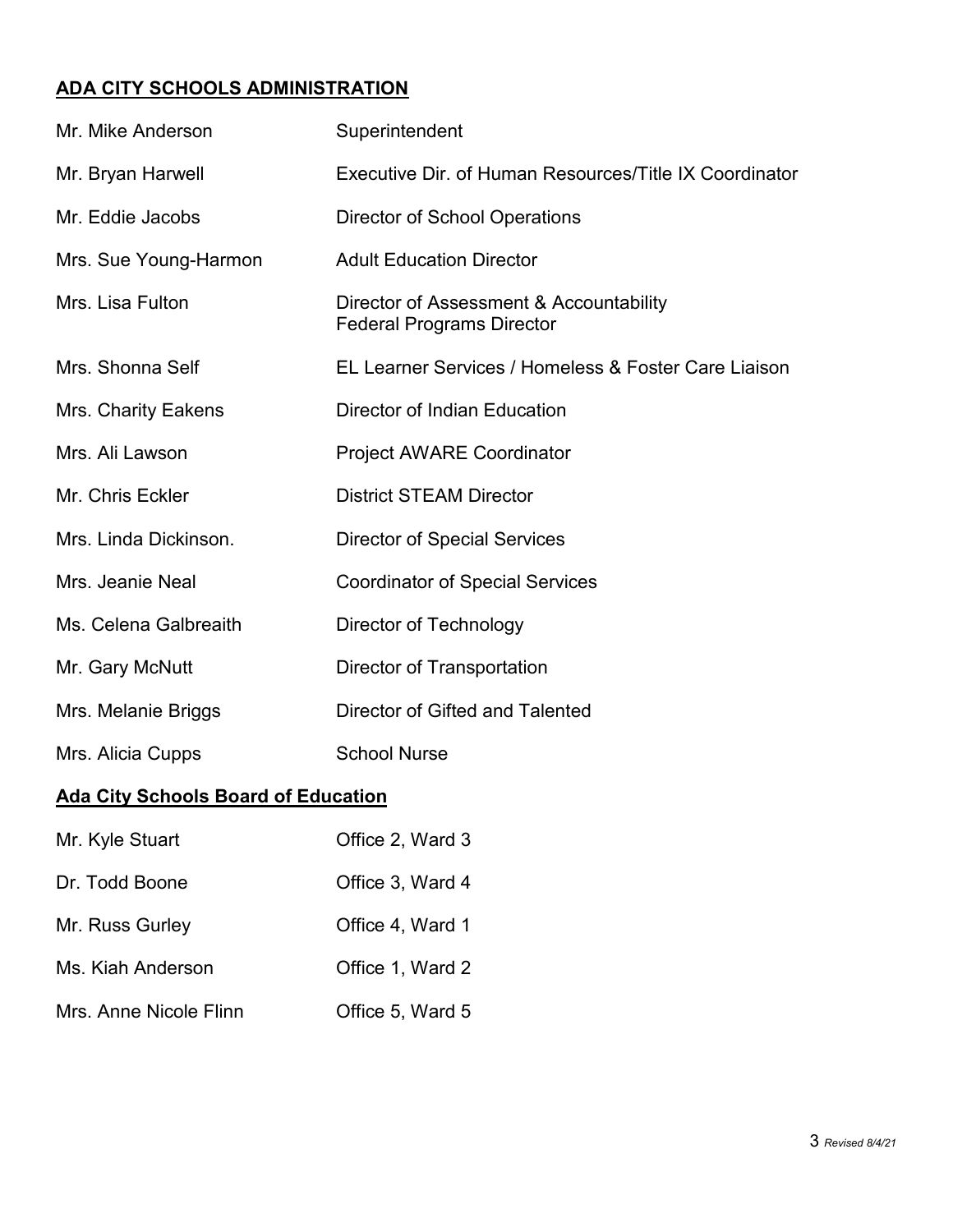## **ADA CITY SCHOOLS ADMINISTRATION**

| | |
|---|---|
| Mr. Mike Anderson | Superintendent |
| Mr. Bryan Harwell | Executive Dir. of Human Resources/Title IX Coordinator |
| Mr. Eddie Jacobs | Director of School Operations |
| Mrs. Sue Young-Harmon | Adult Education Director |
| Mrs. Lisa Fulton | Director of Assessment & Accountability<br>Federal Programs Director |
| Mrs. Shonna Self | EL Learner Services / Homeless & Foster Care Liaison |
| Mrs. Charity Eakens | Director of Indian Education |
| Mrs. Ali Lawson | Project AWARE Coordinator |
| Mr. Chris Eckler | District STEAM Director |
| Mrs. Linda Dickinson. | Director of Special Services |
| Mrs. Jeanie Neal | Coordinator of Special Services |
| Ms. Celena Galbreaith | Director of Technology |
| Mr. Gary McNutt | Director of Transportation |
| Mrs. Melanie Briggs | Director of Gifted and Talented |
| Mrs. Alicia Cupps | School Nurse |

## **Ada City Schools Board of Education**

| | |
|---|---|
| Mr. Kyle Stuart | Office 2, Ward 3 |
| Dr. Todd Boone | Office 3, Ward 4 |
| Mr. Russ Gurley | Office 4, Ward 1 |
| Ms. Kiah Anderson | Office 1, Ward 2 |
| Mrs. Anne Nicole Flinn | Office 5, Ward 5 |

*Revised 8/4/21*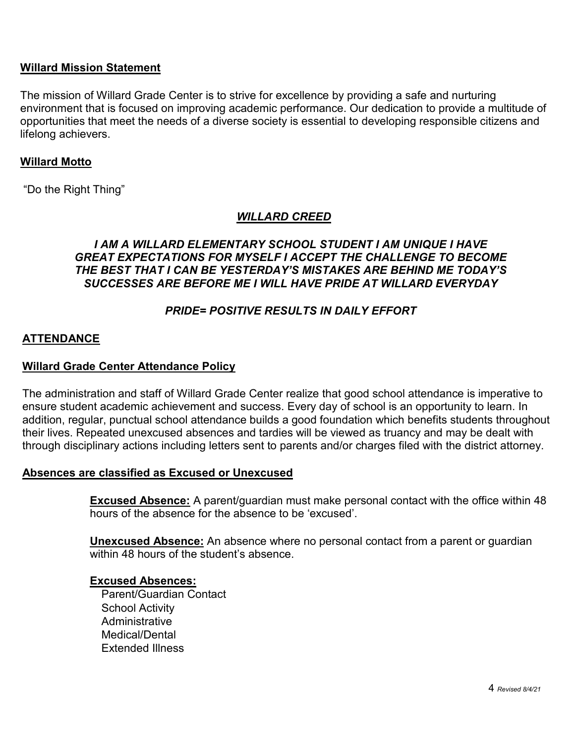## Willard Mission Statement

The mission of Willard Grade Center is to strive for excellence by providing a safe and nurturing environment that is focused on improving academic performance. Our dedication to provide a multitude of opportunities that meet the needs of a diverse society is essential to developing responsible citizens and lifelong achievers.

## Willard Motto

"Do the Right Thing"

## *WILLARD CREED*

***I AM A WILLARD ELEMENTARY SCHOOL STUDENT I AM UNIQUE I HAVE GREAT EXPECTATIONS FOR MYSELF I ACCEPT THE CHALLENGE TO BECOME THE BEST THAT I CAN BE YESTERDAY'S MISTAKES ARE BEHIND ME TODAY'S SUCCESSES ARE BEFORE ME I WILL HAVE PRIDE AT WILLARD EVERYDAY***

***PRIDE= POSITIVE RESULTS IN DAILY EFFORT***

## ATTENDANCE

### Willard Grade Center Attendance Policy

The administration and staff of Willard Grade Center realize that good school attendance is imperative to ensure student academic achievement and success. Every day of school is an opportunity to learn. In addition, regular, punctual school attendance builds a good foundation which benefits students throughout their lives. Repeated unexcused absences and tardies will be viewed as truancy and may be dealt with through disciplinary actions including letters sent to parents and/or charges filed with the district attorney.

### Absences are classified as Excused or Unexcused

**Excused Absence:** A parent/guardian must make personal contact with the office within 48 hours of the absence for the absence to be 'excused'.

**Unexcused Absence:** An absence where no personal contact from a parent or guardian within 48 hours of the student's absence.

**Excused Absences:**

- Parent/Guardian Contact
- School Activity
- Administrative
- Medical/Dental
- Extended Illness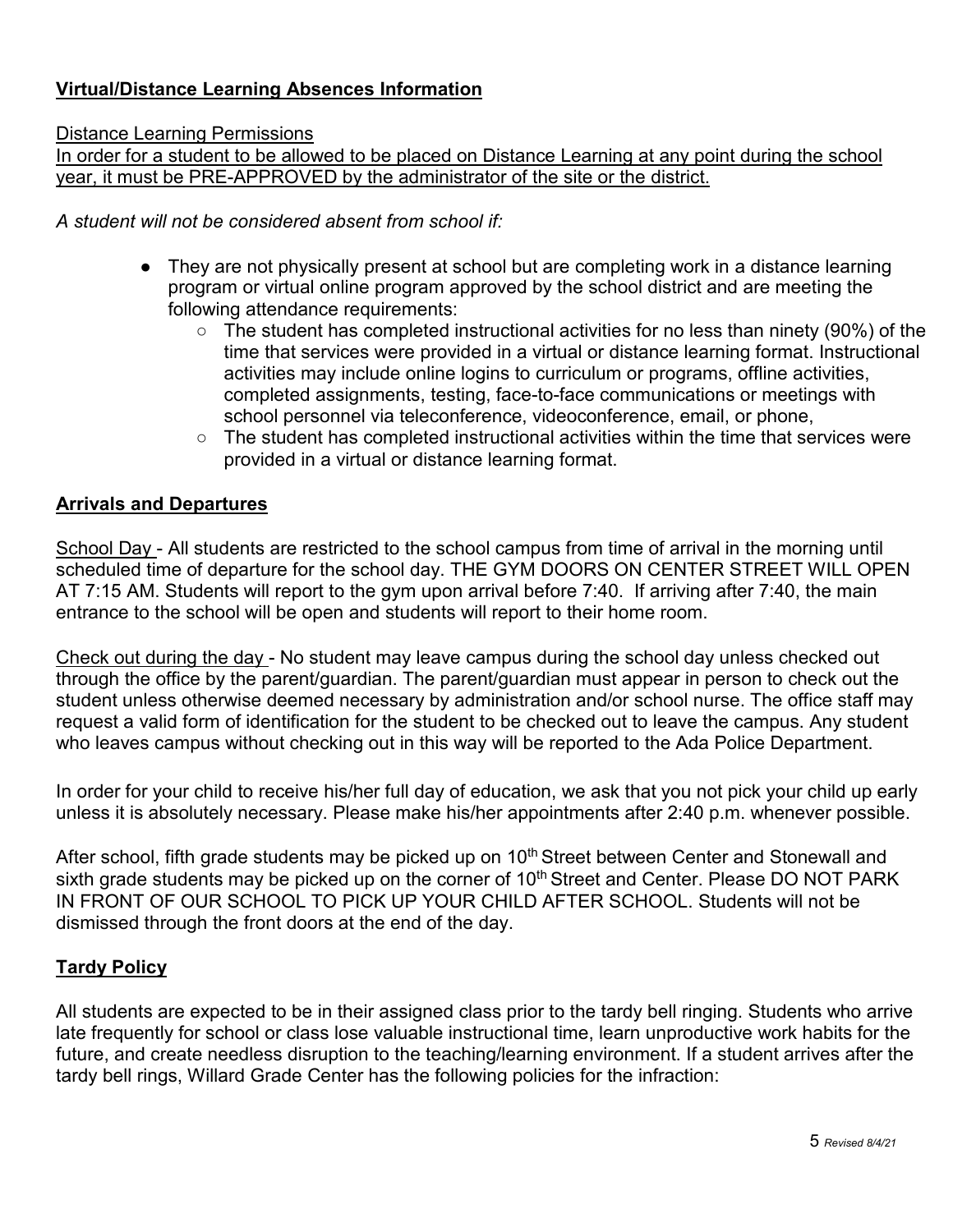## **Virtual/Distance Learning Absences Information**

Distance Learning Permissions
In order for a student to be allowed to be placed on Distance Learning at any point during the school year, it must be PRE-APPROVED by the administrator of the site or the district.

*A student will not be considered absent from school if:*

- They are not physically present at school but are completing work in a distance learning program or virtual online program approved by the school district and are meeting the following attendance requirements:
  - The student has completed instructional activities for no less than ninety (90%) of the time that services were provided in a virtual or distance learning format. Instructional activities may include online logins to curriculum or programs, offline activities, completed assignments, testing, face-to-face communications or meetings with school personnel via teleconference, videoconference, email, or phone,
  - The student has completed instructional activities within the time that services were provided in a virtual or distance learning format.

## **Arrivals and Departures**

School Day - All students are restricted to the school campus from time of arrival in the morning until scheduled time of departure for the school day. THE GYM DOORS ON CENTER STREET WILL OPEN AT 7:15 AM. Students will report to the gym upon arrival before 7:40. If arriving after 7:40, the main entrance to the school will be open and students will report to their home room.

Check out during the day - No student may leave campus during the school day unless checked out through the office by the parent/guardian. The parent/guardian must appear in person to check out the student unless otherwise deemed necessary by administration and/or school nurse. The office staff may request a valid form of identification for the student to be checked out to leave the campus. Any student who leaves campus without checking out in this way will be reported to the Ada Police Department.

In order for your child to receive his/her full day of education, we ask that you not pick your child up early unless it is absolutely necessary. Please make his/her appointments after 2:40 p.m. whenever possible.

After school, fifth grade students may be picked up on 10th Street between Center and Stonewall and sixth grade students may be picked up on the corner of 10th Street and Center. Please DO NOT PARK IN FRONT OF OUR SCHOOL TO PICK UP YOUR CHILD AFTER SCHOOL. Students will not be dismissed through the front doors at the end of the day.

## **Tardy Policy**

All students are expected to be in their assigned class prior to the tardy bell ringing. Students who arrive late frequently for school or class lose valuable instructional time, learn unproductive work habits for the future, and create needless disruption to the teaching/learning environment. If a student arrives after the tardy bell rings, Willard Grade Center has the following policies for the infraction: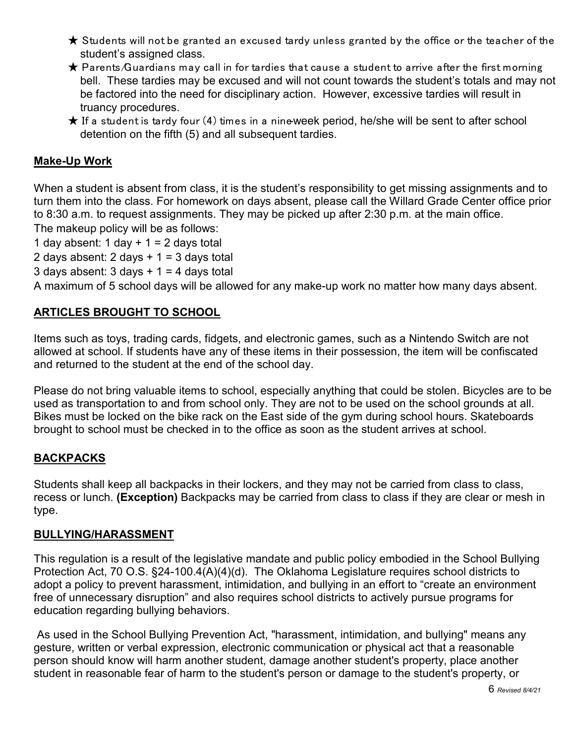- ★ Students will not be granted an excused tardy unless granted by the office or the teacher of the student's assigned class.
- ★ Parents/Guardians may call in for tardies that cause a student to arrive after the first morning bell. These tardies may be excused and will not count towards the student's totals and may not be factored into the need for disciplinary action. However, excessive tardies will result in truancy procedures.
- ★ If a student is tardy four (4) times in a nine-week period, he/she will be sent to after school detention on the fifth (5) and all subsequent tardies.

## **Make-Up Work**

When a student is absent from class, it is the student's responsibility to get missing assignments and to turn them into the class. For homework on days absent, please call the Willard Grade Center office prior to 8:30 a.m. to request assignments. They may be picked up after 2:30 p.m. at the main office.
The makeup policy will be as follows:
1 day absent: 1 day + 1 = 2 days total
2 days absent: 2 days + 1 = 3 days total
3 days absent: 3 days + 1 = 4 days total
A maximum of 5 school days will be allowed for any make-up work no matter how many days absent.

## **ARTICLES BROUGHT TO SCHOOL**

Items such as toys, trading cards, fidgets, and electronic games, such as a Nintendo Switch are not allowed at school. If students have any of these items in their possession, the item will be confiscated and returned to the student at the end of the school day.

Please do not bring valuable items to school, especially anything that could be stolen. Bicycles are to be used as transportation to and from school only. They are not to be used on the school grounds at all. Bikes must be locked on the bike rack on the East side of the gym during school hours. Skateboards brought to school must be checked in to the office as soon as the student arrives at school.

## **BACKPACKS**

Students shall keep all backpacks in their lockers, and they may not be carried from class to class, recess or lunch. **(Exception)** Backpacks may be carried from class to class if they are clear or mesh in type.

## **BULLYING/HARASSMENT**

This regulation is a result of the legislative mandate and public policy embodied in the School Bullying Protection Act, 70 O.S. §24-100.4(A)(4)(d). The Oklahoma Legislature requires school districts to adopt a policy to prevent harassment, intimidation, and bullying in an effort to "create an environment free of unnecessary disruption" and also requires school districts to actively pursue programs for education regarding bullying behaviors.

As used in the School Bullying Prevention Act, "harassment, intimidation, and bullying" means any gesture, written or verbal expression, electronic communication or physical act that a reasonable person should know will harm another student, damage another student's property, place another student in reasonable fear of harm to the student's person or damage to the student's property, or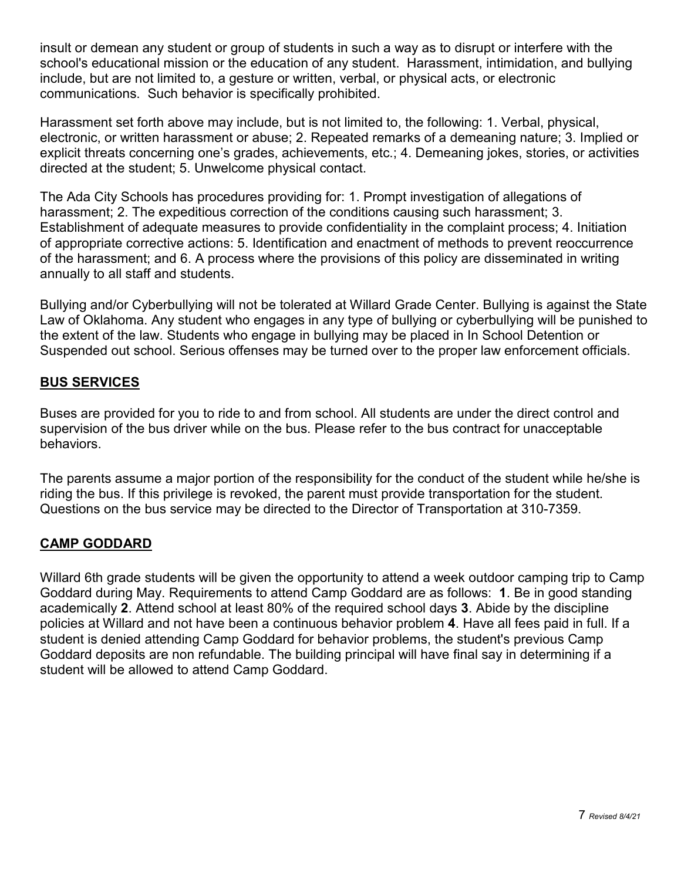insult or demean any student or group of students in such a way as to disrupt or interfere with the school's educational mission or the education of any student. Harassment, intimidation, and bullying include, but are not limited to, a gesture or written, verbal, or physical acts, or electronic communications. Such behavior is specifically prohibited.

Harassment set forth above may include, but is not limited to, the following: 1. Verbal, physical, electronic, or written harassment or abuse; 2. Repeated remarks of a demeaning nature; 3. Implied or explicit threats concerning one's grades, achievements, etc.; 4. Demeaning jokes, stories, or activities directed at the student; 5. Unwelcome physical contact.

The Ada City Schools has procedures providing for: 1. Prompt investigation of allegations of harassment; 2. The expeditious correction of the conditions causing such harassment; 3. Establishment of adequate measures to provide confidentiality in the complaint process; 4. Initiation of appropriate corrective actions: 5. Identification and enactment of methods to prevent reoccurrence of the harassment; and 6. A process where the provisions of this policy are disseminated in writing annually to all staff and students.

Bullying and/or Cyberbullying will not be tolerated at Willard Grade Center. Bullying is against the State Law of Oklahoma. Any student who engages in any type of bullying or cyberbullying will be punished to the extent of the law. Students who engage in bullying may be placed in In School Detention or Suspended out school. Serious offenses may be turned over to the proper law enforcement officials.

## BUS SERVICES

Buses are provided for you to ride to and from school. All students are under the direct control and supervision of the bus driver while on the bus. Please refer to the bus contract for unacceptable behaviors.

The parents assume a major portion of the responsibility for the conduct of the student while he/she is riding the bus. If this privilege is revoked, the parent must provide transportation for the student. Questions on the bus service may be directed to the Director of Transportation at 310-7359.

## CAMP GODDARD

Willard 6th grade students will be given the opportunity to attend a week outdoor camping trip to Camp Goddard during May. Requirements to attend Camp Goddard are as follows: **1**. Be in good standing academically **2**. Attend school at least 80% of the required school days **3**. Abide by the discipline policies at Willard and not have been a continuous behavior problem **4**. Have all fees paid in full. If a student is denied attending Camp Goddard for behavior problems, the student's previous Camp Goddard deposits are non refundable. The building principal will have final say in determining if a student will be allowed to attend Camp Goddard.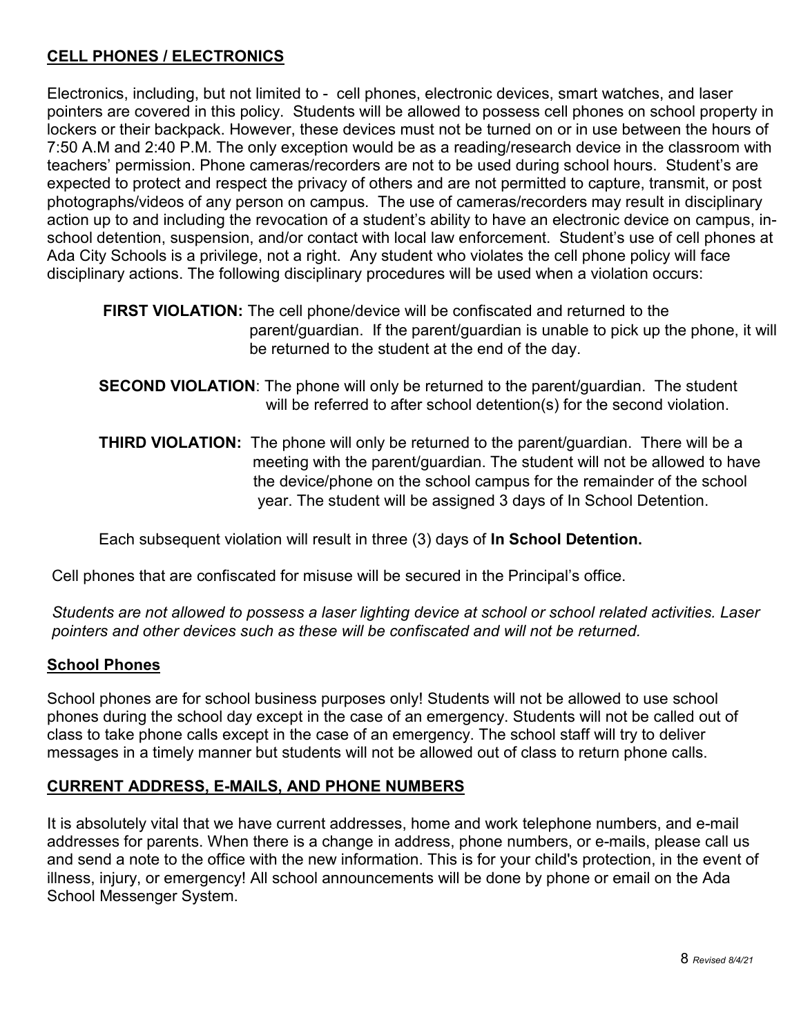## CELL PHONES / ELECTRONICS

Electronics, including, but not limited to - cell phones, electronic devices, smart watches, and laser pointers are covered in this policy. Students will be allowed to possess cell phones on school property in lockers or their backpack. However, these devices must not be turned on or in use between the hours of 7:50 A.M and 2:40 P.M. The only exception would be as a reading/research device in the classroom with teachers' permission. Phone cameras/recorders are not to be used during school hours. Student's are expected to protect and respect the privacy of others and are not permitted to capture, transmit, or post photographs/videos of any person on campus. The use of cameras/recorders may result in disciplinary action up to and including the revocation of a student's ability to have an electronic device on campus, in-school detention, suspension, and/or contact with local law enforcement. Student's use of cell phones at Ada City Schools is a privilege, not a right. Any student who violates the cell phone policy will face disciplinary actions. The following disciplinary procedures will be used when a violation occurs:

**FIRST VIOLATION:** The cell phone/device will be confiscated and returned to the parent/guardian. If the parent/guardian is unable to pick up the phone, it will be returned to the student at the end of the day.

**SECOND VIOLATION**: The phone will only be returned to the parent/guardian. The student will be referred to after school detention(s) for the second violation.

**THIRD VIOLATION:** The phone will only be returned to the parent/guardian. There will be a meeting with the parent/guardian. The student will not be allowed to have the device/phone on the school campus for the remainder of the school year. The student will be assigned 3 days of In School Detention.

Each subsequent violation will result in three (3) days of **In School Detention.**

Cell phones that are confiscated for misuse will be secured in the Principal's office.

*Students are not allowed to possess a laser lighting device at school or school related activities. Laser pointers and other devices such as these will be confiscated and will not be returned.*

## School Phones

School phones are for school business purposes only! Students will not be allowed to use school phones during the school day except in the case of an emergency. Students will not be called out of class to take phone calls except in the case of an emergency. The school staff will try to deliver messages in a timely manner but students will not be allowed out of class to return phone calls.

## CURRENT ADDRESS, E-MAILS, AND PHONE NUMBERS

It is absolutely vital that we have current addresses, home and work telephone numbers, and e-mail addresses for parents. When there is a change in address, phone numbers, or e-mails, please call us and send a note to the office with the new information. This is for your child's protection, in the event of illness, injury, or emergency! All school announcements will be done by phone or email on the Ada School Messenger System.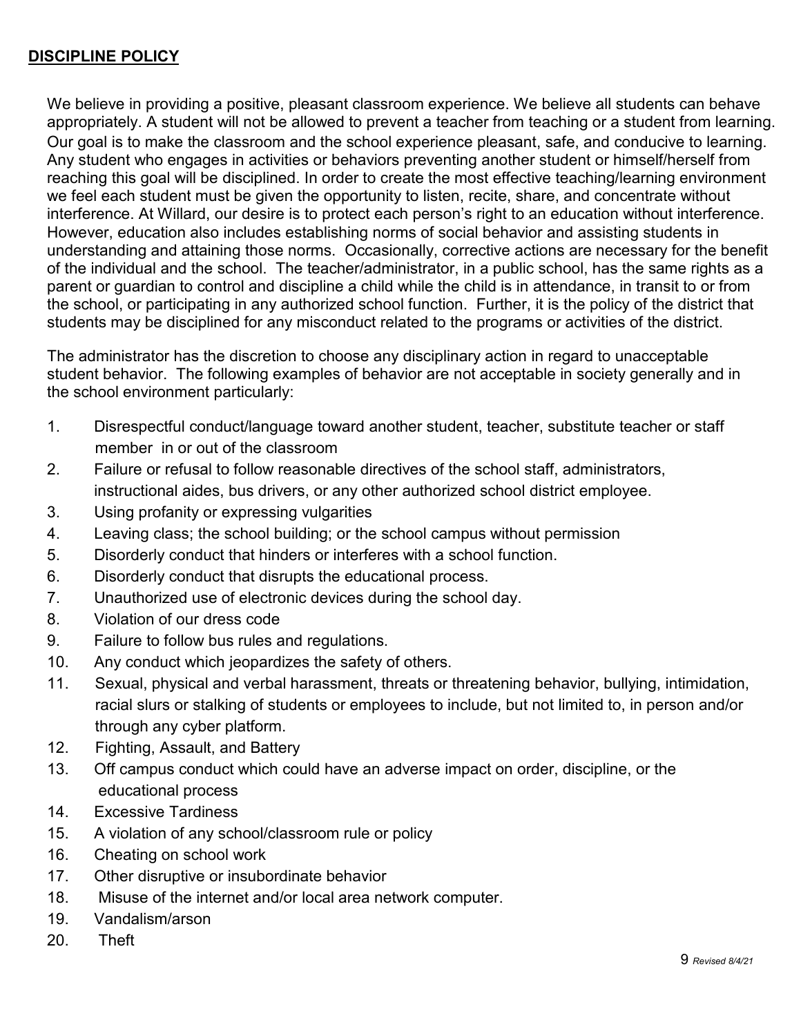**DISCIPLINE POLICY**

We believe in providing a positive, pleasant classroom experience. We believe all students can behave appropriately. A student will not be allowed to prevent a teacher from teaching or a student from learning. Our goal is to make the classroom and the school experience pleasant, safe, and conducive to learning. Any student who engages in activities or behaviors preventing another student or himself/herself from reaching this goal will be disciplined. In order to create the most effective teaching/learning environment we feel each student must be given the opportunity to listen, recite, share, and concentrate without interference. At Willard, our desire is to protect each person's right to an education without interference. However, education also includes establishing norms of social behavior and assisting students in understanding and attaining those norms. Occasionally, corrective actions are necessary for the benefit of the individual and the school. The teacher/administrator, in a public school, has the same rights as a parent or guardian to control and discipline a child while the child is in attendance, in transit to or from the school, or participating in any authorized school function. Further, it is the policy of the district that students may be disciplined for any misconduct related to the programs or activities of the district.

The administrator has the discretion to choose any disciplinary action in regard to unacceptable student behavior. The following examples of behavior are not acceptable in society generally and in the school environment particularly:

1. Disrespectful conduct/language toward another student, teacher, substitute teacher or staff member in or out of the classroom
2. Failure or refusal to follow reasonable directives of the school staff, administrators, instructional aides, bus drivers, or any other authorized school district employee.
3. Using profanity or expressing vulgarities
4. Leaving class; the school building; or the school campus without permission
5. Disorderly conduct that hinders or interferes with a school function.
6. Disorderly conduct that disrupts the educational process.
7. Unauthorized use of electronic devices during the school day.
8. Violation of our dress code
9. Failure to follow bus rules and regulations.
10. Any conduct which jeopardizes the safety of others.
11. Sexual, physical and verbal harassment, threats or threatening behavior, bullying, intimidation, racial slurs or stalking of students or employees to include, but not limited to, in person and/or through any cyber platform.
12. Fighting, Assault, and Battery
13. Off campus conduct which could have an adverse impact on order, discipline, or the educational process
14. Excessive Tardiness
15. A violation of any school/classroom rule or policy
16. Cheating on school work
17. Other disruptive or insubordinate behavior
18. Misuse of the internet and/or local area network computer.
19. Vandalism/arson
20. Theft

*Revised 8/4/21*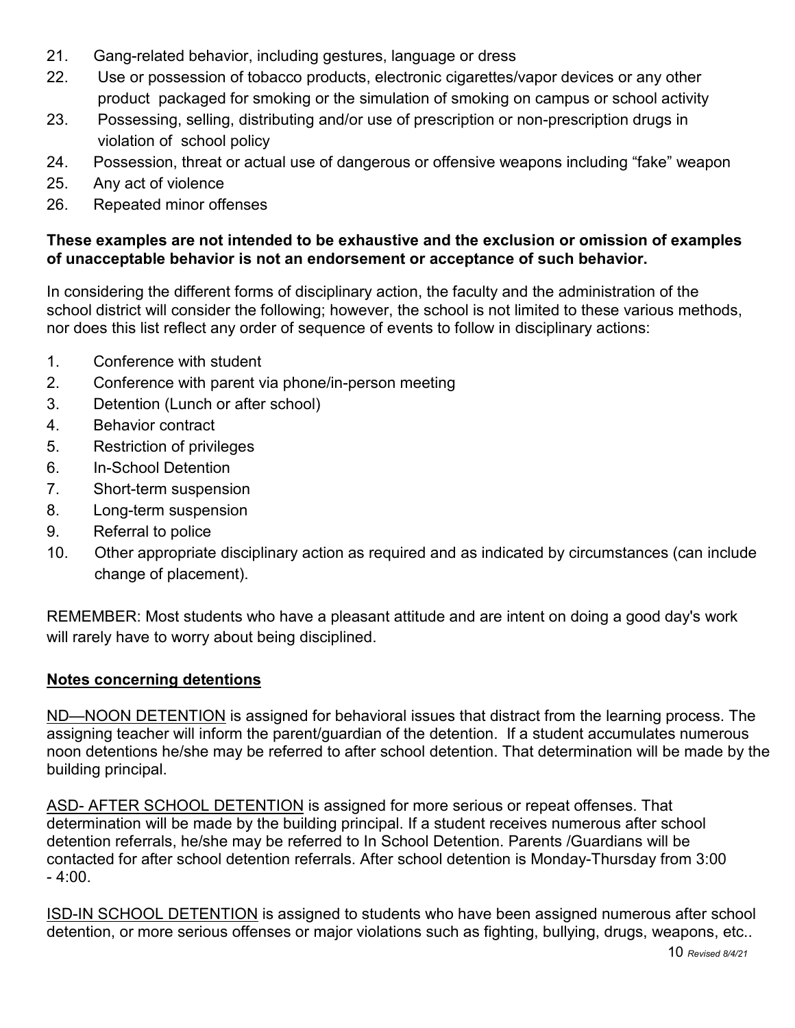21. Gang-related behavior, including gestures, language or dress
22. Use or possession of tobacco products, electronic cigarettes/vapor devices or any other product packaged for smoking or the simulation of smoking on campus or school activity
23. Possessing, selling, distributing and/or use of prescription or non-prescription drugs in violation of school policy
24. Possession, threat or actual use of dangerous or offensive weapons including "fake" weapon
25. Any act of violence
26. Repeated minor offenses

**These examples are not intended to be exhaustive and the exclusion or omission of examples of unacceptable behavior is not an endorsement or acceptance of such behavior.**

In considering the different forms of disciplinary action, the faculty and the administration of the school district will consider the following; however, the school is not limited to these various methods, nor does this list reflect any order of sequence of events to follow in disciplinary actions:

1. Conference with student
2. Conference with parent via phone/in-person meeting
3. Detention (Lunch or after school)
4. Behavior contract
5. Restriction of privileges
6. In-School Detention
7. Short-term suspension
8. Long-term suspension
9. Referral to police
10. Other appropriate disciplinary action as required and as indicated by circumstances (can include change of placement).

REMEMBER: Most students who have a pleasant attitude and are intent on doing a good day's work will rarely have to worry about being disciplined.

## Notes concerning detentions

ND—NOON DETENTION is assigned for behavioral issues that distract from the learning process. The assigning teacher will inform the parent/guardian of the detention. If a student accumulates numerous noon detentions he/she may be referred to after school detention. That determination will be made by the building principal.

ASD- AFTER SCHOOL DETENTION is assigned for more serious or repeat offenses. That determination will be made by the building principal. If a student receives numerous after school detention referrals, he/she may be referred to In School Detention. Parents /Guardians will be contacted for after school detention referrals. After school detention is Monday-Thursday from 3:00 - 4:00.

ISD-IN SCHOOL DETENTION is assigned to students who have been assigned numerous after school detention, or more serious offenses or major violations such as fighting, bullying, drugs, weapons, etc..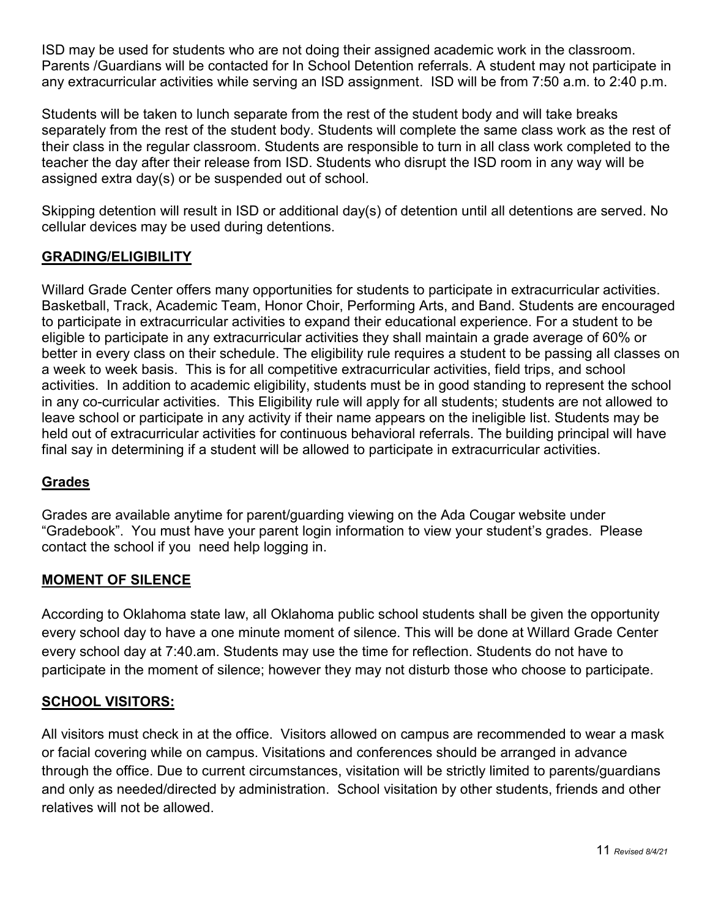ISD may be used for students who are not doing their assigned academic work in the classroom. Parents /Guardians will be contacted for In School Detention referrals. A student may not participate in any extracurricular activities while serving an ISD assignment. ISD will be from 7:50 a.m. to 2:40 p.m.

Students will be taken to lunch separate from the rest of the student body and will take breaks separately from the rest of the student body. Students will complete the same class work as the rest of their class in the regular classroom. Students are responsible to turn in all class work completed to the teacher the day after their release from ISD. Students who disrupt the ISD room in any way will be assigned extra day(s) or be suspended out of school.

Skipping detention will result in ISD or additional day(s) of detention until all detentions are served. No cellular devices may be used during detentions.

## GRADING/ELIGIBILITY

Willard Grade Center offers many opportunities for students to participate in extracurricular activities. Basketball, Track, Academic Team, Honor Choir, Performing Arts, and Band. Students are encouraged to participate in extracurricular activities to expand their educational experience. For a student to be eligible to participate in any extracurricular activities they shall maintain a grade average of 60% or better in every class on their schedule. The eligibility rule requires a student to be passing all classes on a week to week basis. This is for all competitive extracurricular activities, field trips, and school activities. In addition to academic eligibility, students must be in good standing to represent the school in any co-curricular activities. This Eligibility rule will apply for all students; students are not allowed to leave school or participate in any activity if their name appears on the ineligible list. Students may be held out of extracurricular activities for continuous behavioral referrals. The building principal will have final say in determining if a student will be allowed to participate in extracurricular activities.

### Grades

Grades are available anytime for parent/guarding viewing on the Ada Cougar website under "Gradebook". You must have your parent login information to view your student's grades. Please contact the school if you need help logging in.

## MOMENT OF SILENCE

According to Oklahoma state law, all Oklahoma public school students shall be given the opportunity every school day to have a one minute moment of silence. This will be done at Willard Grade Center every school day at 7:40.am. Students may use the time for reflection. Students do not have to participate in the moment of silence; however they may not disturb those who choose to participate.

## SCHOOL VISITORS:

All visitors must check in at the office. Visitors allowed on campus are recommended to wear a mask or facial covering while on campus. Visitations and conferences should be arranged in advance through the office. Due to current circumstances, visitation will be strictly limited to parents/guardians and only as needed/directed by administration. School visitation by other students, friends and other relatives will not be allowed.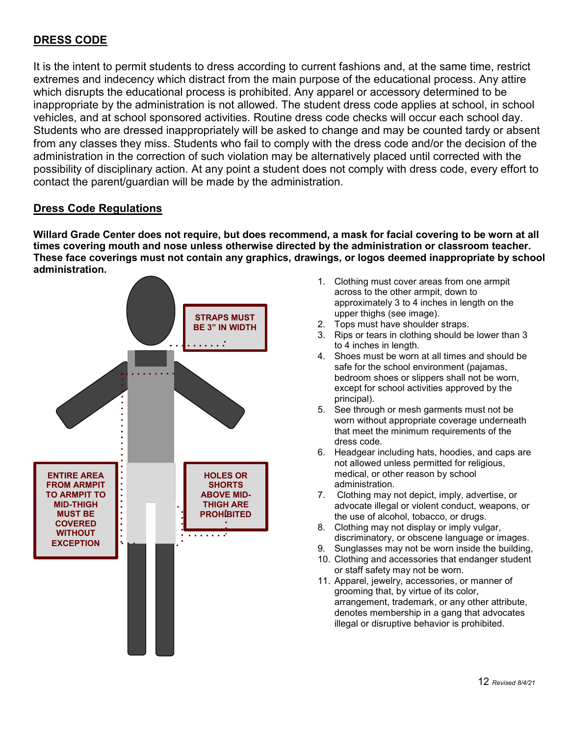## DRESS CODE

It is the intent to permit students to dress according to current fashions and, at the same time, restrict extremes and indecency which distract from the main purpose of the educational process. Any attire which disrupts the educational process is prohibited. Any apparel or accessory determined to be inappropriate by the administration is not allowed. The student dress code applies at school, in school vehicles, and at school sponsored activities. Routine dress code checks will occur each school day. Students who are dressed inappropriately will be asked to change and may be counted tardy or absent from any classes they miss. Students who fail to comply with the dress code and/or the decision of the administration in the correction of such violation may be alternatively placed until corrected with the possibility of disciplinary action. At any point a student does not comply with dress code, every effort to contact the parent/guardian will be made by the administration.

### Dress Code Regulations

**Willard Grade Center does not require, but does recommend, a mask for facial covering to be worn at all times covering mouth and nose unless otherwise directed by the administration or classroom teacher. These face coverings must not contain any graphics, drawings, or logos deemed inappropriate by school administration.**

**STRAPS MUST BE 3" IN WIDTH**

**ENTIRE AREA FROM ARMPIT TO ARMPIT TO MID-THIGH MUST BE COVERED WITHOUT EXCEPTION**

**HOLES OR SHORTS ABOVE MID-THIGH ARE PROHIBITED**

1. Clothing must cover areas from one armpit across to the other armpit, down to approximately 3 to 4 inches in length on the upper thighs (see image).
2. Tops must have shoulder straps.
3. Rips or tears in clothing should be lower than 3 to 4 inches in length.
4. Shoes must be worn at all times and should be safe for the school environment (pajamas, bedroom shoes or slippers shall not be worn, except for school activities approved by the principal).
5. See through or mesh garments must not be worn without appropriate coverage underneath that meet the minimum requirements of the dress code.
6. Headgear including hats, hoodies, and caps are not allowed unless permitted for religious, medical, or other reason by school administration.
7. Clothing may not depict, imply, advertise, or advocate illegal or violent conduct, weapons, or the use of alcohol, tobacco, or drugs.
8. Clothing may not display or imply vulgar, discriminatory, or obscene language or images.
9. Sunglasses may not be worn inside the building,
10. Clothing and accessories that endanger student or staff safety may not be worn.
11. Apparel, jewelry, accessories, or manner of grooming that, by virtue of its color, arrangement, trademark, or any other attribute, denotes membership in a gang that advocates illegal or disruptive behavior is prohibited.

*Revised 8/4/21*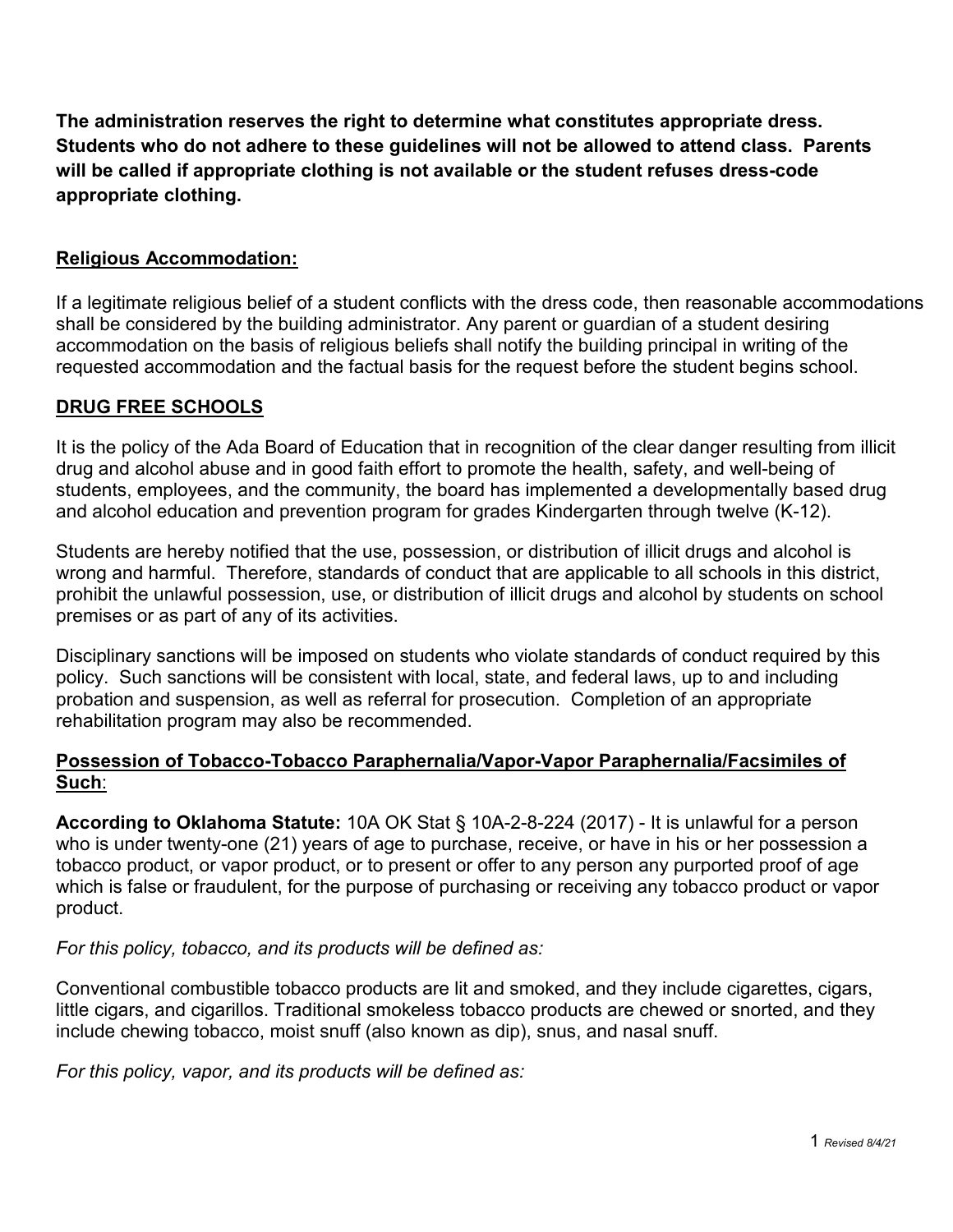**The administration reserves the right to determine what constitutes appropriate dress. Students who do not adhere to these guidelines will not be allowed to attend class. Parents will be called if appropriate clothing is not available or the student refuses dress-code appropriate clothing.**

**Religious Accommodation:**

If a legitimate religious belief of a student conflicts with the dress code, then reasonable accommodations shall be considered by the building administrator. Any parent or guardian of a student desiring accommodation on the basis of religious beliefs shall notify the building principal in writing of the requested accommodation and the factual basis for the request before the student begins school.

## DRUG FREE SCHOOLS

It is the policy of the Ada Board of Education that in recognition of the clear danger resulting from illicit drug and alcohol abuse and in good faith effort to promote the health, safety, and well-being of students, employees, and the community, the board has implemented a developmentally based drug and alcohol education and prevention program for grades Kindergarten through twelve (K-12).

Students are hereby notified that the use, possession, or distribution of illicit drugs and alcohol is wrong and harmful. Therefore, standards of conduct that are applicable to all schools in this district, prohibit the unlawful possession, use, or distribution of illicit drugs and alcohol by students on school premises or as part of any of its activities.

Disciplinary sanctions will be imposed on students who violate standards of conduct required by this policy. Such sanctions will be consistent with local, state, and federal laws, up to and including probation and suspension, as well as referral for prosecution. Completion of an appropriate rehabilitation program may also be recommended.

**Possession of Tobacco-Tobacco Paraphernalia/Vapor-Vapor Paraphernalia/Facsimiles of Such**:

**According to Oklahoma Statute:** 10A OK Stat § 10A-2-8-224 (2017) - It is unlawful for a person who is under twenty-one (21) years of age to purchase, receive, or have in his or her possession a tobacco product, or vapor product, or to present or offer to any person any purported proof of age which is false or fraudulent, for the purpose of purchasing or receiving any tobacco product or vapor product.

*For this policy, tobacco, and its products will be defined as:*

Conventional combustible tobacco products are lit and smoked, and they include cigarettes, cigars, little cigars, and cigarillos. Traditional smokeless tobacco products are chewed or snorted, and they include chewing tobacco, moist snuff (also known as dip), snus, and nasal snuff.

*For this policy, vapor, and its products will be defined as:*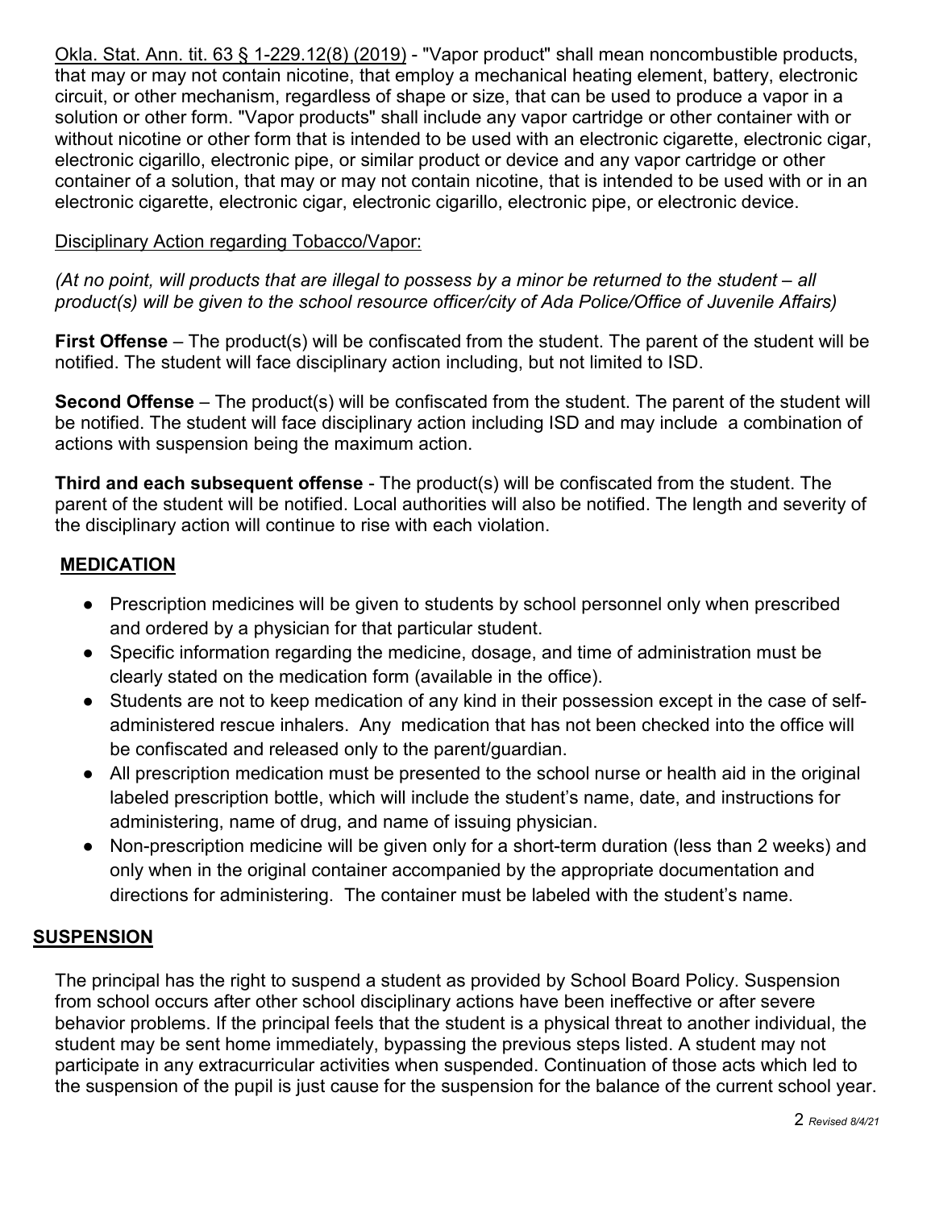Okla. Stat. Ann. tit. 63 § 1-229.12(8) (2019) - "Vapor product" shall mean noncombustible products, that may or may not contain nicotine, that employ a mechanical heating element, battery, electronic circuit, or other mechanism, regardless of shape or size, that can be used to produce a vapor in a solution or other form. "Vapor products" shall include any vapor cartridge or other container with or without nicotine or other form that is intended to be used with an electronic cigarette, electronic cigar, electronic cigarillo, electronic pipe, or similar product or device and any vapor cartridge or other container of a solution, that may or may not contain nicotine, that is intended to be used with or in an electronic cigarette, electronic cigar, electronic cigarillo, electronic pipe, or electronic device.

Disciplinary Action regarding Tobacco/Vapor:

*(At no point, will products that are illegal to possess by a minor be returned to the student – all product(s) will be given to the school resource officer/city of Ada Police/Office of Juvenile Affairs)*

**First Offense** – The product(s) will be confiscated from the student. The parent of the student will be notified. The student will face disciplinary action including, but not limited to ISD.

**Second Offense** – The product(s) will be confiscated from the student. The parent of the student will be notified. The student will face disciplinary action including ISD and may include a combination of actions with suspension being the maximum action.

**Third and each subsequent offense** - The product(s) will be confiscated from the student. The parent of the student will be notified. Local authorities will also be notified. The length and severity of the disciplinary action will continue to rise with each violation.

## MEDICATION

- Prescription medicines will be given to students by school personnel only when prescribed and ordered by a physician for that particular student.
- Specific information regarding the medicine, dosage, and time of administration must be clearly stated on the medication form (available in the office).
- Students are not to keep medication of any kind in their possession except in the case of self-administered rescue inhalers. Any medication that has not been checked into the office will be confiscated and released only to the parent/guardian.
- All prescription medication must be presented to the school nurse or health aid in the original labeled prescription bottle, which will include the student's name, date, and instructions for administering, name of drug, and name of issuing physician.
- Non-prescription medicine will be given only for a short-term duration (less than 2 weeks) and only when in the original container accompanied by the appropriate documentation and directions for administering. The container must be labeled with the student's name.

## SUSPENSION

The principal has the right to suspend a student as provided by School Board Policy. Suspension from school occurs after other school disciplinary actions have been ineffective or after severe behavior problems. If the principal feels that the student is a physical threat to another individual, the student may be sent home immediately, bypassing the previous steps listed. A student may not participate in any extracurricular activities when suspended. Continuation of those acts which led to the suspension of the pupil is just cause for the suspension for the balance of the current school year.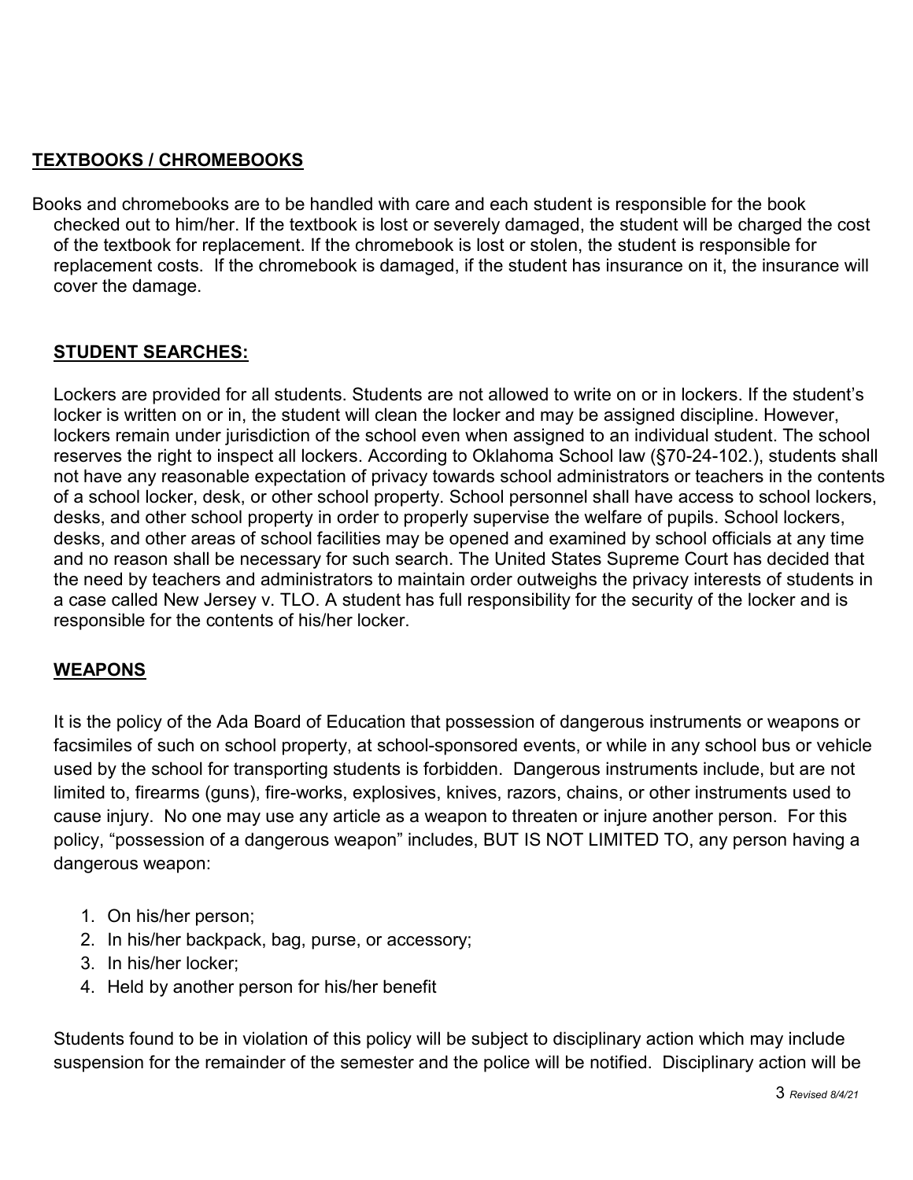## TEXTBOOKS / CHROMEBOOKS

Books and chromebooks are to be handled with care and each student is responsible for the book checked out to him/her. If the textbook is lost or severely damaged, the student will be charged the cost of the textbook for replacement. If the chromebook is lost or stolen, the student is responsible for replacement costs. If the chromebook is damaged, if the student has insurance on it, the insurance will cover the damage.

## STUDENT SEARCHES:

Lockers are provided for all students. Students are not allowed to write on or in lockers. If the student's locker is written on or in, the student will clean the locker and may be assigned discipline. However, lockers remain under jurisdiction of the school even when assigned to an individual student. The school reserves the right to inspect all lockers. According to Oklahoma School law (§70-24-102.), students shall not have any reasonable expectation of privacy towards school administrators or teachers in the contents of a school locker, desk, or other school property. School personnel shall have access to school lockers, desks, and other school property in order to properly supervise the welfare of pupils. School lockers, desks, and other areas of school facilities may be opened and examined by school officials at any time and no reason shall be necessary for such search. The United States Supreme Court has decided that the need by teachers and administrators to maintain order outweighs the privacy interests of students in a case called New Jersey v. TLO. A student has full responsibility for the security of the locker and is responsible for the contents of his/her locker.

## WEAPONS

It is the policy of the Ada Board of Education that possession of dangerous instruments or weapons or facsimiles of such on school property, at school-sponsored events, or while in any school bus or vehicle used by the school for transporting students is forbidden. Dangerous instruments include, but are not limited to, firearms (guns), fire-works, explosives, knives, razors, chains, or other instruments used to cause injury. No one may use any article as a weapon to threaten or injure another person. For this policy, "possession of a dangerous weapon" includes, BUT IS NOT LIMITED TO, any person having a dangerous weapon:

1. On his/her person;
2. In his/her backpack, bag, purse, or accessory;
3. In his/her locker;
4. Held by another person for his/her benefit

Students found to be in violation of this policy will be subject to disciplinary action which may include suspension for the remainder of the semester and the police will be notified. Disciplinary action will be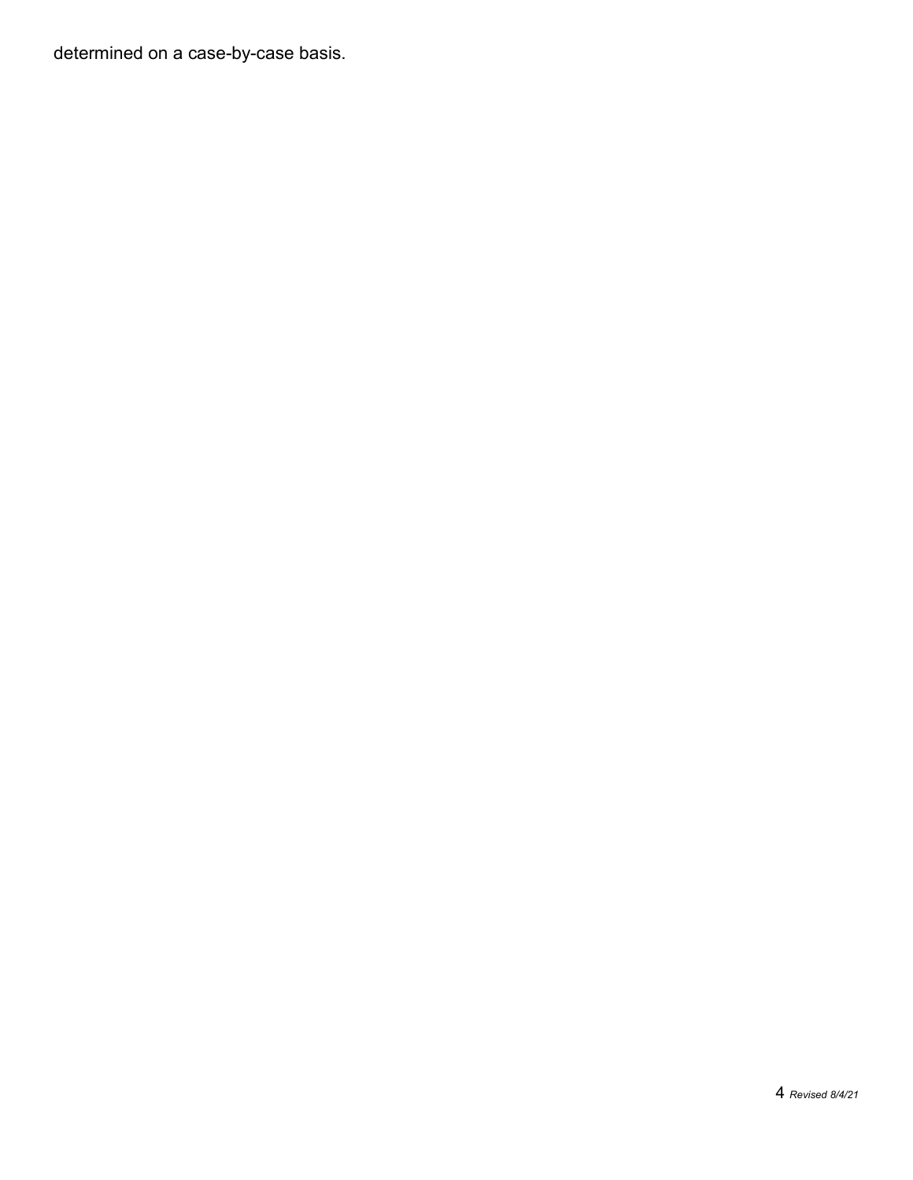determined on a case-by-case basis.